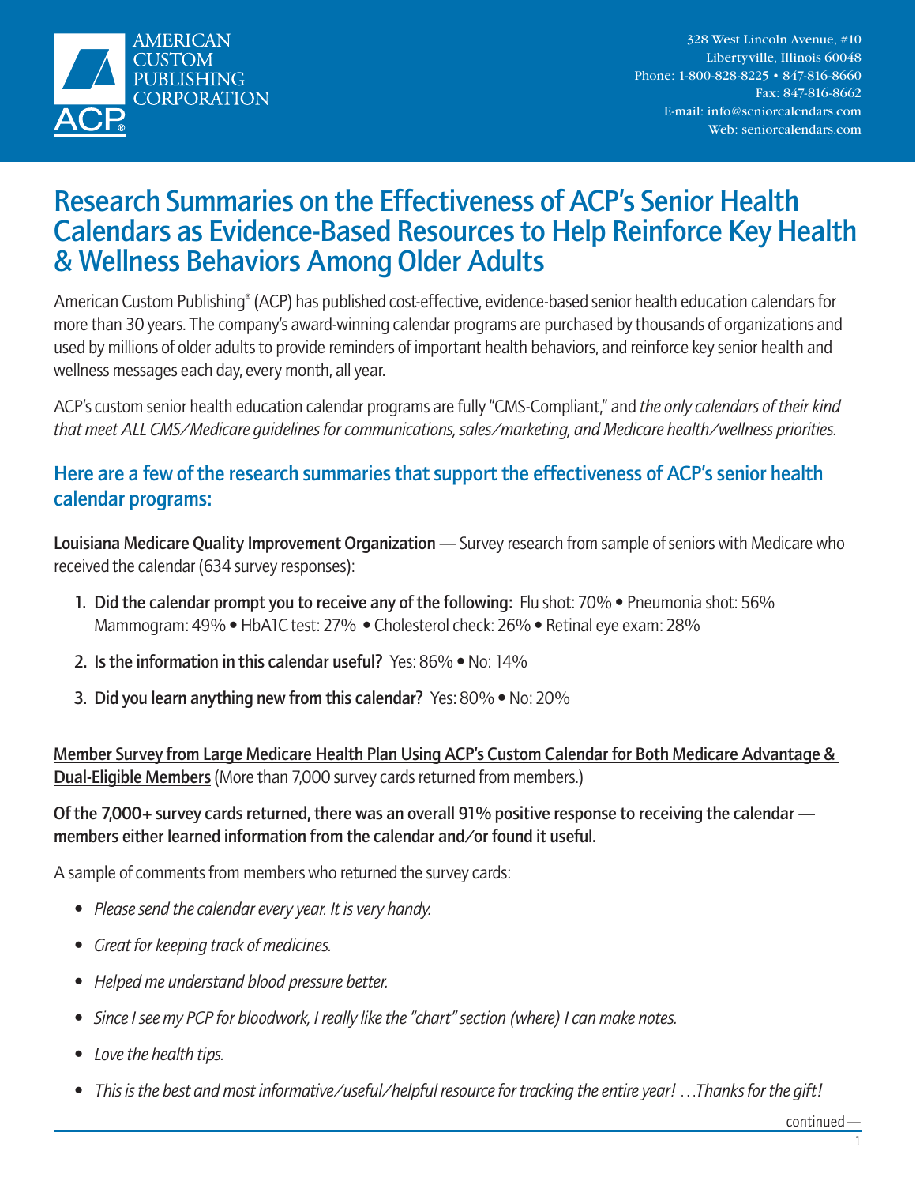AMERICAN CUSTOM PUBLISHING CORPORATION

ACP®

328 West Lincoln Avenue, #10
Libertyville, Illinois 60048
Phone: 1-800-828-8225 • 847-816-8660
Fax: 847-816-8662
E-mail: info@seniorcalendars.com
Web: seniorcalendars.com

# Research Summaries on the Effectiveness of ACP's Senior Health Calendars as Evidence-Based Resources to Help Reinforce Key Health & Wellness Behaviors Among Older Adults

American Custom Publishing® (ACP) has published cost-effective, evidence-based senior health education calendars for more than 30 years. The company's award-winning calendar programs are purchased by thousands of organizations and used by millions of older adults to provide reminders of important health behaviors, and reinforce key senior health and wellness messages each day, every month, all year.

ACP's custom senior health education calendar programs are fully "CMS-Compliant," and *the only calendars of their kind that meet ALL CMS/Medicare guidelines for communications, sales/marketing, and Medicare health/wellness priorities.*

## Here are a few of the research summaries that support the effectiveness of ACP's senior health calendar programs:

Louisiana Medicare Quality Improvement Organization — Survey research from sample of seniors with Medicare who received the calendar (634 survey responses):

1. **Did the calendar prompt you to receive any of the following:** Flu shot: 70% • Pneumonia shot: 56% Mammogram: 49% • HbA1C test: 27% • Cholesterol check: 26% • Retinal eye exam: 28%
2. **Is the information in this calendar useful?** Yes: 86% • No: 14%
3. **Did you learn anything new from this calendar?** Yes: 80% • No: 20%

Member Survey from Large Medicare Health Plan Using ACP's Custom Calendar for Both Medicare Advantage & Dual-Eligible Members (More than 7,000 survey cards returned from members.)

**Of the 7,000+ survey cards returned, there was an overall 91% positive response to receiving the calendar — members either learned information from the calendar and/or found it useful.**

A sample of comments from members who returned the survey cards:

- *Please send the calendar every year. It is very handy.*
- *Great for keeping track of medicines.*
- *Helped me understand blood pressure better.*
- *Since I see my PCP for bloodwork, I really like the "chart" section (where) I can make notes.*
- *Love the health tips.*
- *This is the best and most informative/useful/helpful resource for tracking the entire year! …Thanks for the gift!*

continued —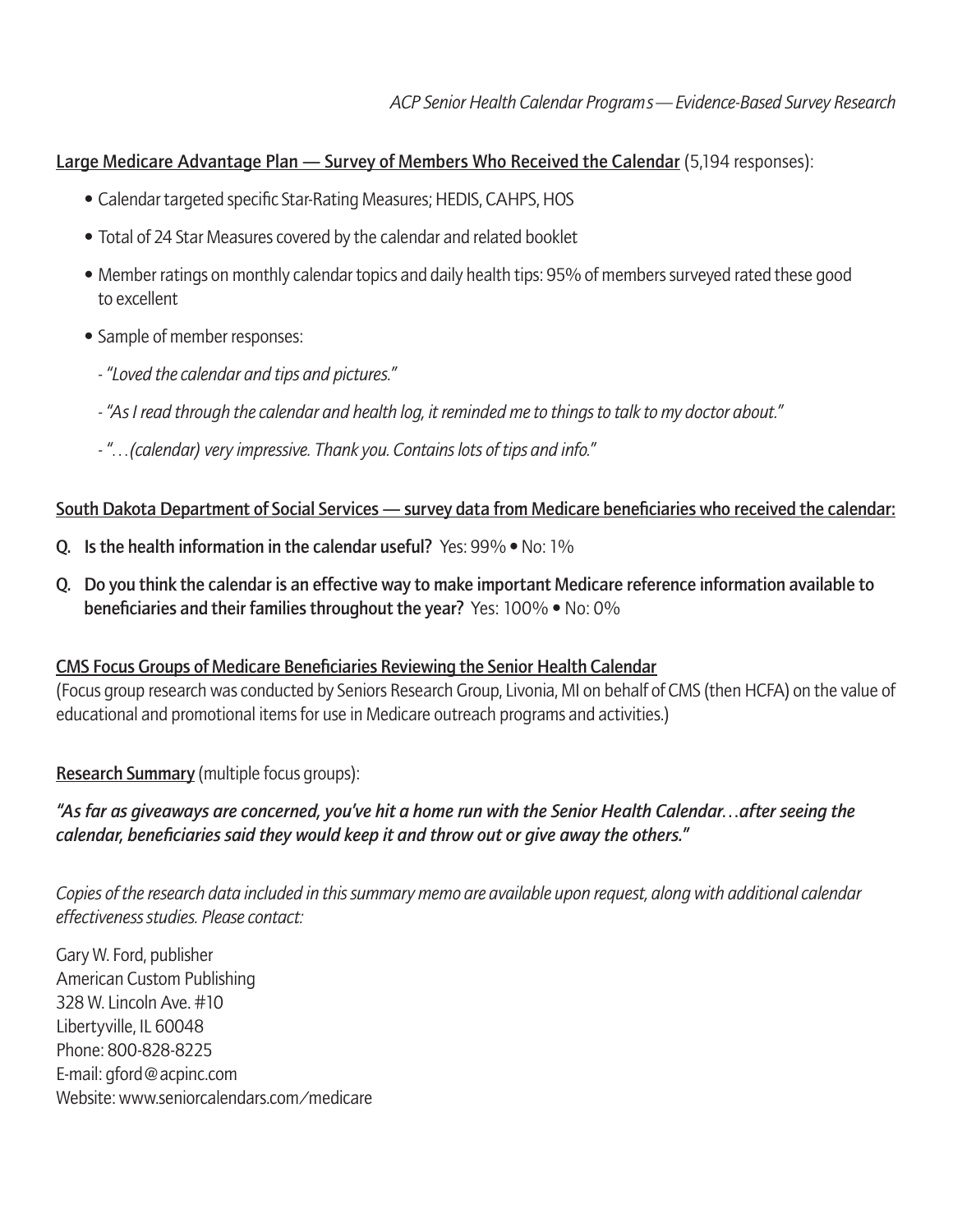*ACP Senior Health Calendar Programs — Evidence-Based Survey Research*

**Large Medicare Advantage Plan — Survey of Members Who Received the Calendar** (5,194 responses):

- Calendar targeted specific Star-Rating Measures; HEDIS, CAHPS, HOS
- Total of 24 Star Measures covered by the calendar and related booklet
- Member ratings on monthly calendar topics and daily health tips: 95% of members surveyed rated these good to excellent
- Sample of member responses:
  - *"Loved the calendar and tips and pictures."*
  - *"As I read through the calendar and health log, it reminded me to things to talk to my doctor about."*
  - *"…(calendar) very impressive. Thank you. Contains lots of tips and info."*

**South Dakota Department of Social Services — survey data from Medicare beneficiaries who received the calendar:**

**Q. Is the health information in the calendar useful?** Yes: 99% • No: 1%

**Q. Do you think the calendar is an effective way to make important Medicare reference information available to beneficiaries and their families throughout the year?** Yes: 100% • No: 0%

**CMS Focus Groups of Medicare Beneficiaries Reviewing the Senior Health Calendar**
(Focus group research was conducted by Seniors Research Group, Livonia, MI on behalf of CMS (then HCFA) on the value of educational and promotional items for use in Medicare outreach programs and activities.)

**Research Summary** (multiple focus groups):

***"As far as giveaways are concerned, you've hit a home run with the Senior Health Calendar…after seeing the calendar, beneficiaries said they would keep it and throw out or give away the others."***

*Copies of the research data included in this summary memo are available upon request, along with additional calendar effectiveness studies. Please contact:*

Gary W. Ford, publisher
American Custom Publishing
328 W. Lincoln Ave. #10
Libertyville, IL 60048
Phone: 800-828-8225
E-mail: gford@acpinc.com
Website: www.seniorcalendars.com/medicare